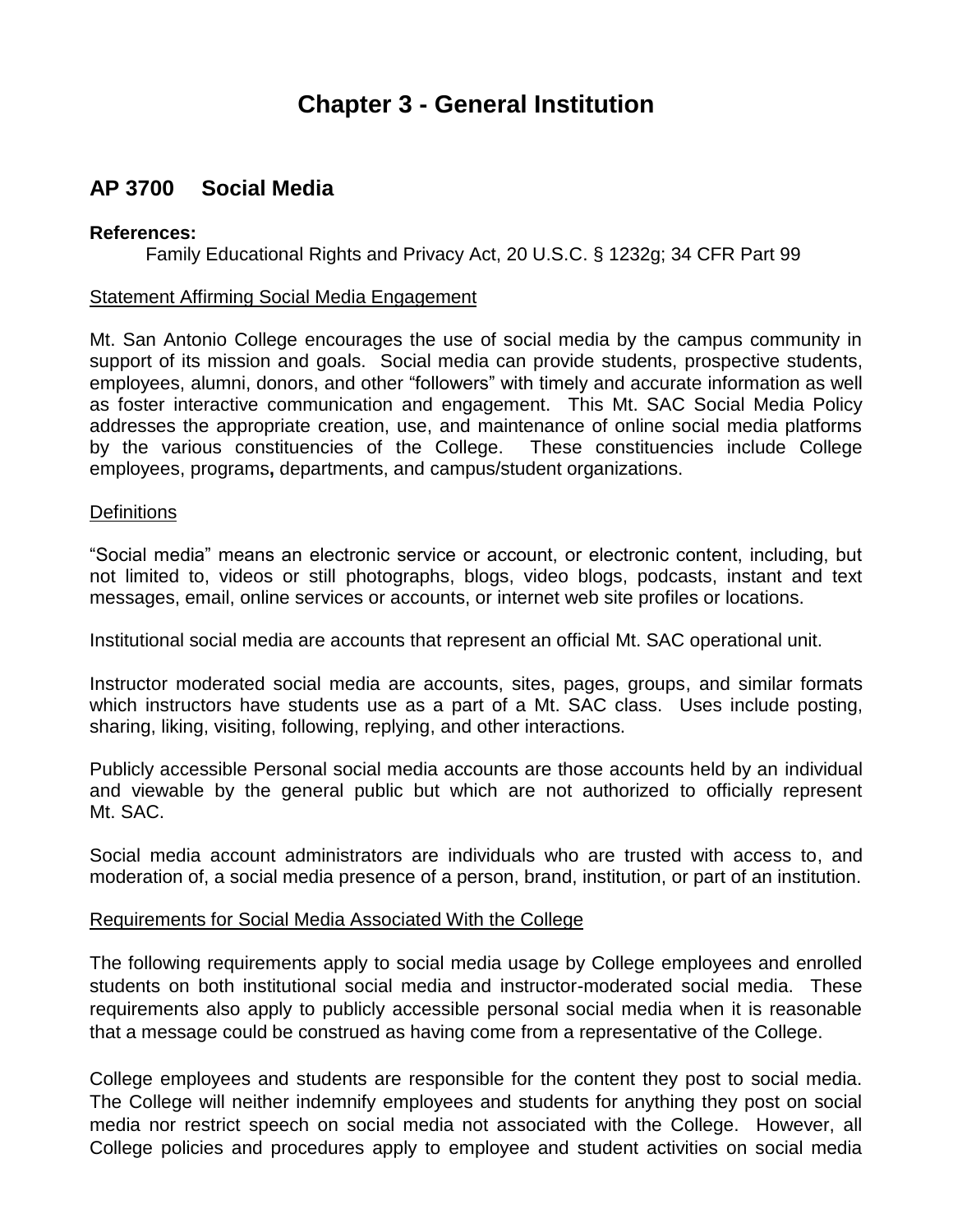# Chapter 3 - General Institution

## AP 3700 Social Media

**References:**

Family Educational Rights and Privacy Act, 20 U.S.C. § 1232g; 34 CFR Part 99

<u>Statement Affirming Social Media Engagement</u>

Mt. San Antonio College encourages the use of social media by the campus community in support of its mission and goals. Social media can provide students, prospective students, employees, alumni, donors, and other "followers" with timely and accurate information as well as foster interactive communication and engagement. This Mt. SAC Social Media Policy addresses the appropriate creation, use, and maintenance of online social media platforms by the various constituencies of the College. These constituencies include College employees, programs**,** departments, and campus/student organizations.

<u>Definitions</u>

"Social media" means an electronic service or account, or electronic content, including, but not limited to, videos or still photographs, blogs, video blogs, podcasts, instant and text messages, email, online services or accounts, or internet web site profiles or locations.

Institutional social media are accounts that represent an official Mt. SAC operational unit.

Instructor moderated social media are accounts, sites, pages, groups, and similar formats which instructors have students use as a part of a Mt. SAC class. Uses include posting, sharing, liking, visiting, following, replying, and other interactions.

Publicly accessible Personal social media accounts are those accounts held by an individual and viewable by the general public but which are not authorized to officially represent Mt. SAC.

Social media account administrators are individuals who are trusted with access to, and moderation of, a social media presence of a person, brand, institution, or part of an institution.

<u>Requirements for Social Media Associated With the College</u>

The following requirements apply to social media usage by College employees and enrolled students on both institutional social media and instructor-moderated social media. These requirements also apply to publicly accessible personal social media when it is reasonable that a message could be construed as having come from a representative of the College.

College employees and students are responsible for the content they post to social media. The College will neither indemnify employees and students for anything they post on social media nor restrict speech on social media not associated with the College. However, all College policies and procedures apply to employee and student activities on social media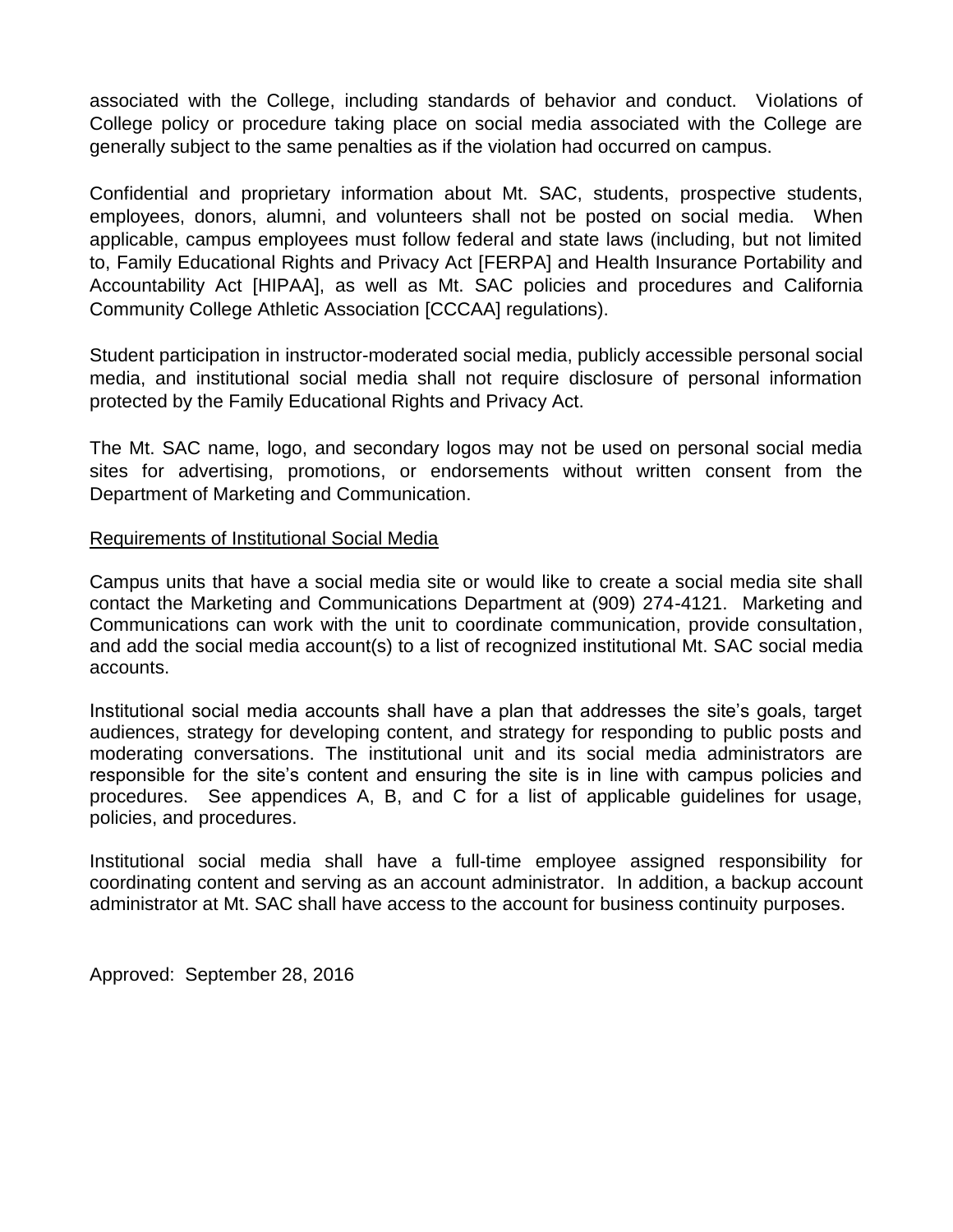associated with the College, including standards of behavior and conduct. Violations of College policy or procedure taking place on social media associated with the College are generally subject to the same penalties as if the violation had occurred on campus.

Confidential and proprietary information about Mt. SAC, students, prospective students, employees, donors, alumni, and volunteers shall not be posted on social media. When applicable, campus employees must follow federal and state laws (including, but not limited to, Family Educational Rights and Privacy Act [FERPA] and Health Insurance Portability and Accountability Act [HIPAA], as well as Mt. SAC policies and procedures and California Community College Athletic Association [CCCAA] regulations).

Student participation in instructor-moderated social media, publicly accessible personal social media, and institutional social media shall not require disclosure of personal information protected by the Family Educational Rights and Privacy Act.

The Mt. SAC name, logo, and secondary logos may not be used on personal social media sites for advertising, promotions, or endorsements without written consent from the Department of Marketing and Communication.

<u>Requirements of Institutional Social Media</u>

Campus units that have a social media site or would like to create a social media site shall contact the Marketing and Communications Department at (909) 274-4121. Marketing and Communications can work with the unit to coordinate communication, provide consultation, and add the social media account(s) to a list of recognized institutional Mt. SAC social media accounts.

Institutional social media accounts shall have a plan that addresses the site's goals, target audiences, strategy for developing content, and strategy for responding to public posts and moderating conversations. The institutional unit and its social media administrators are responsible for the site's content and ensuring the site is in line with campus policies and procedures. See appendices A, B, and C for a list of applicable guidelines for usage, policies, and procedures.

Institutional social media shall have a full-time employee assigned responsibility for coordinating content and serving as an account administrator. In addition, a backup account administrator at Mt. SAC shall have access to the account for business continuity purposes.

Approved: September 28, 2016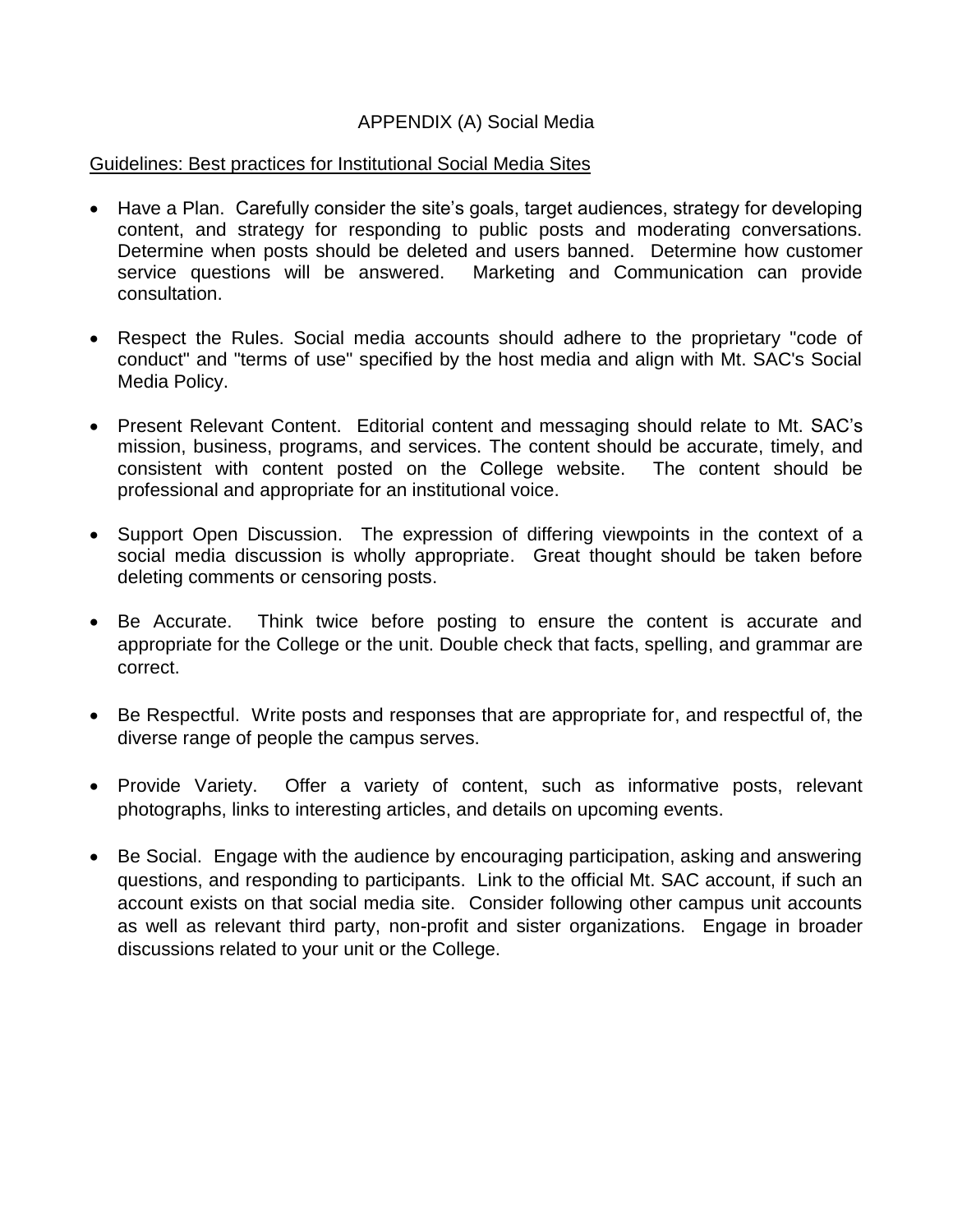# APPENDIX (A) Social Media

<u>Guidelines: Best practices for Institutional Social Media Sites</u>

- Have a Plan. Carefully consider the site's goals, target audiences, strategy for developing content, and strategy for responding to public posts and moderating conversations. Determine when posts should be deleted and users banned. Determine how customer service questions will be answered. Marketing and Communication can provide consultation.

- Respect the Rules. Social media accounts should adhere to the proprietary "code of conduct" and "terms of use" specified by the host media and align with Mt. SAC's Social Media Policy.

- Present Relevant Content. Editorial content and messaging should relate to Mt. SAC's mission, business, programs, and services. The content should be accurate, timely, and consistent with content posted on the College website. The content should be professional and appropriate for an institutional voice.

- Support Open Discussion. The expression of differing viewpoints in the context of a social media discussion is wholly appropriate. Great thought should be taken before deleting comments or censoring posts.

- Be Accurate. Think twice before posting to ensure the content is accurate and appropriate for the College or the unit. Double check that facts, spelling, and grammar are correct.

- Be Respectful. Write posts and responses that are appropriate for, and respectful of, the diverse range of people the campus serves.

- Provide Variety. Offer a variety of content, such as informative posts, relevant photographs, links to interesting articles, and details on upcoming events.

- Be Social. Engage with the audience by encouraging participation, asking and answering questions, and responding to participants. Link to the official Mt. SAC account, if such an account exists on that social media site. Consider following other campus unit accounts as well as relevant third party, non-profit and sister organizations. Engage in broader discussions related to your unit or the College.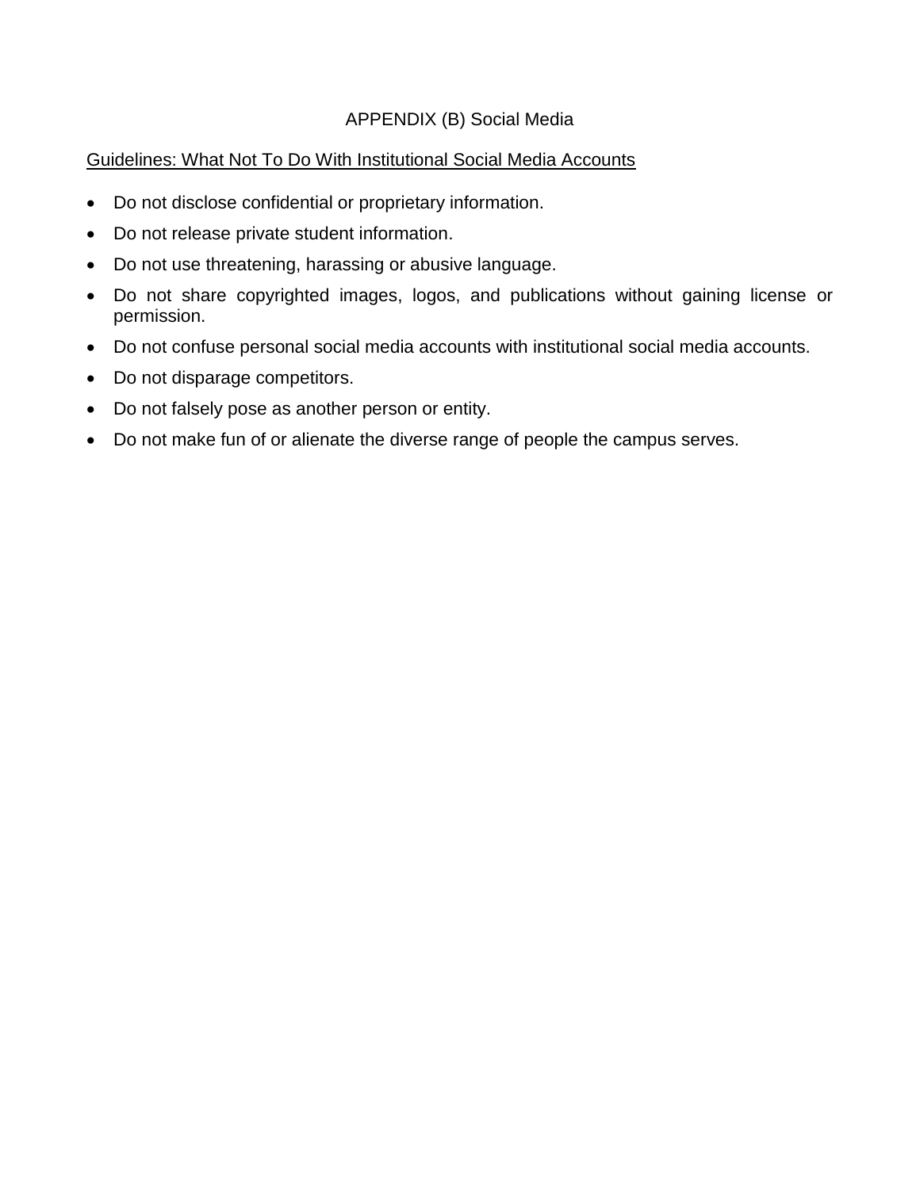# APPENDIX (B) Social Media

Guidelines: What Not To Do With Institutional Social Media Accounts

- Do not disclose confidential or proprietary information.
- Do not release private student information.
- Do not use threatening, harassing or abusive language.
- Do not share copyrighted images, logos, and publications without gaining license or permission.
- Do not confuse personal social media accounts with institutional social media accounts.
- Do not disparage competitors.
- Do not falsely pose as another person or entity.
- Do not make fun of or alienate the diverse range of people the campus serves.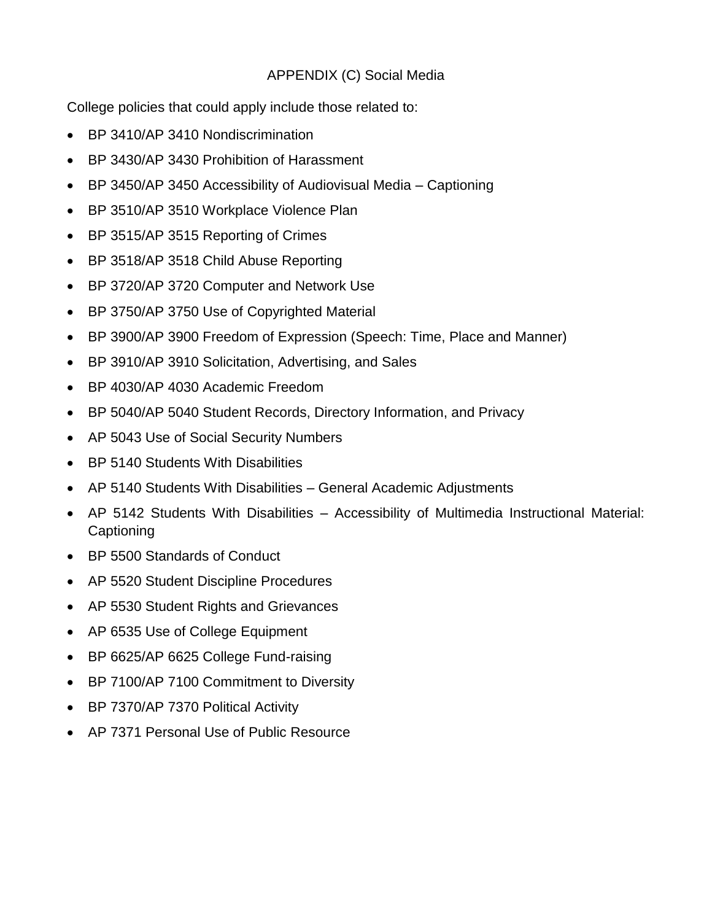# APPENDIX (C) Social Media

College policies that could apply include those related to:

- BP 3410/AP 3410 Nondiscrimination
- BP 3430/AP 3430 Prohibition of Harassment
- BP 3450/AP 3450 Accessibility of Audiovisual Media – Captioning
- BP 3510/AP 3510 Workplace Violence Plan
- BP 3515/AP 3515 Reporting of Crimes
- BP 3518/AP 3518 Child Abuse Reporting
- BP 3720/AP 3720 Computer and Network Use
- BP 3750/AP 3750 Use of Copyrighted Material
- BP 3900/AP 3900 Freedom of Expression (Speech: Time, Place and Manner)
- BP 3910/AP 3910 Solicitation, Advertising, and Sales
- BP 4030/AP 4030 Academic Freedom
- BP 5040/AP 5040 Student Records, Directory Information, and Privacy
- AP 5043 Use of Social Security Numbers
- BP 5140 Students With Disabilities
- AP 5140 Students With Disabilities – General Academic Adjustments
- AP 5142 Students With Disabilities – Accessibility of Multimedia Instructional Material: Captioning
- BP 5500 Standards of Conduct
- AP 5520 Student Discipline Procedures
- AP 5530 Student Rights and Grievances
- AP 6535 Use of College Equipment
- BP 6625/AP 6625 College Fund-raising
- BP 7100/AP 7100 Commitment to Diversity
- BP 7370/AP 7370 Political Activity
- AP 7371 Personal Use of Public Resource